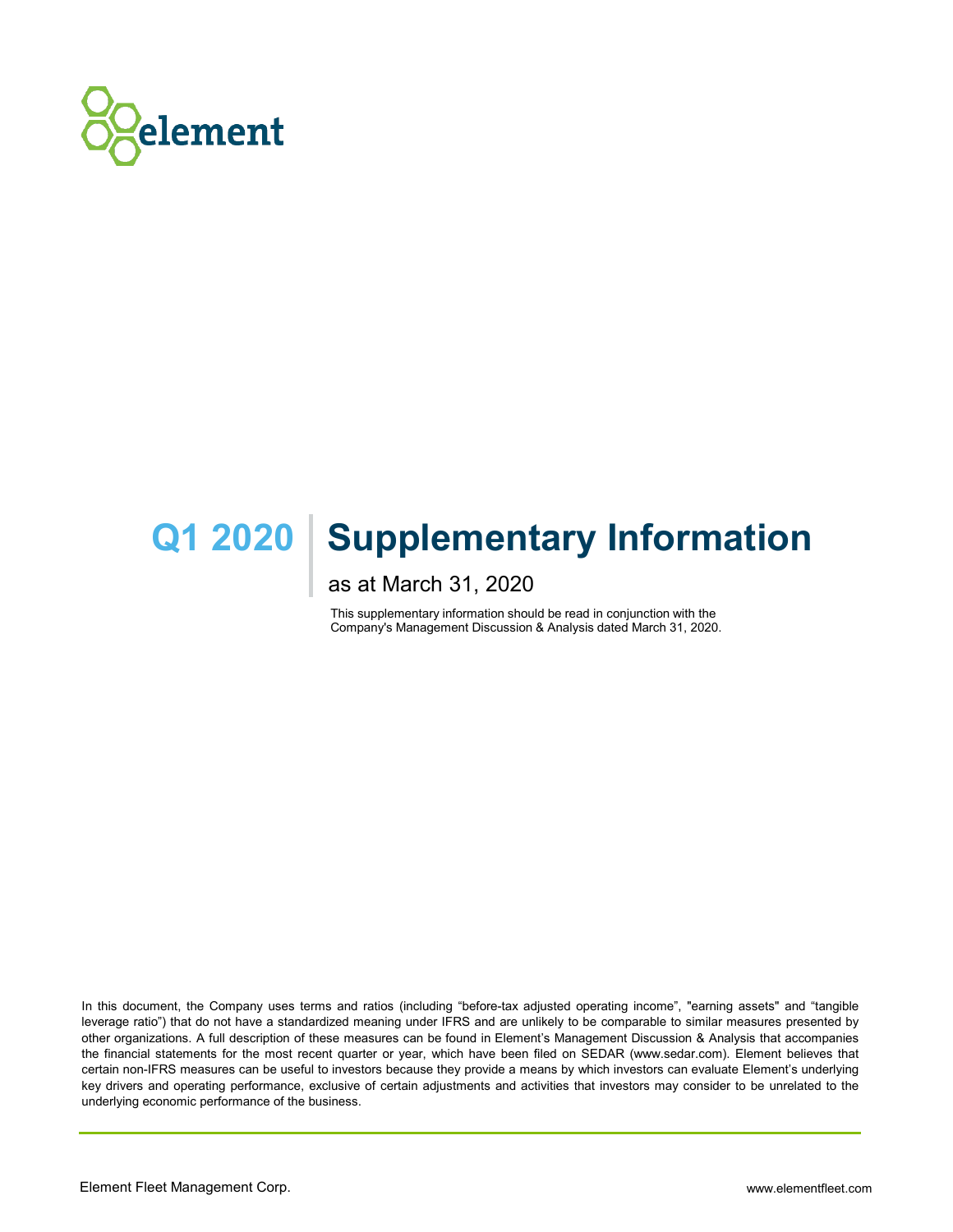element

# Q1 2020 Supplementary Information

as at March 31, 2020

This supplementary information should be read in conjunction with the Company's Management Discussion & Analysis dated March 31, 2020.

In this document, the Company uses terms and ratios (including "before-tax adjusted operating income", "earning assets" and "tangible leverage ratio") that do not have a standardized meaning under IFRS and are unlikely to be comparable to similar measures presented by other organizations. A full description of these measures can be found in Element's Management Discussion & Analysis that accompanies the financial statements for the most recent quarter or year, which have been filed on SEDAR (www.sedar.com). Element believes that certain non-IFRS measures can be useful to investors because they provide a means by which investors can evaluate Element's underlying key drivers and operating performance, exclusive of certain adjustments and activities that investors may consider to be unrelated to the underlying economic performance of the business.

Element Fleet Management Corp. www.elementfleet.com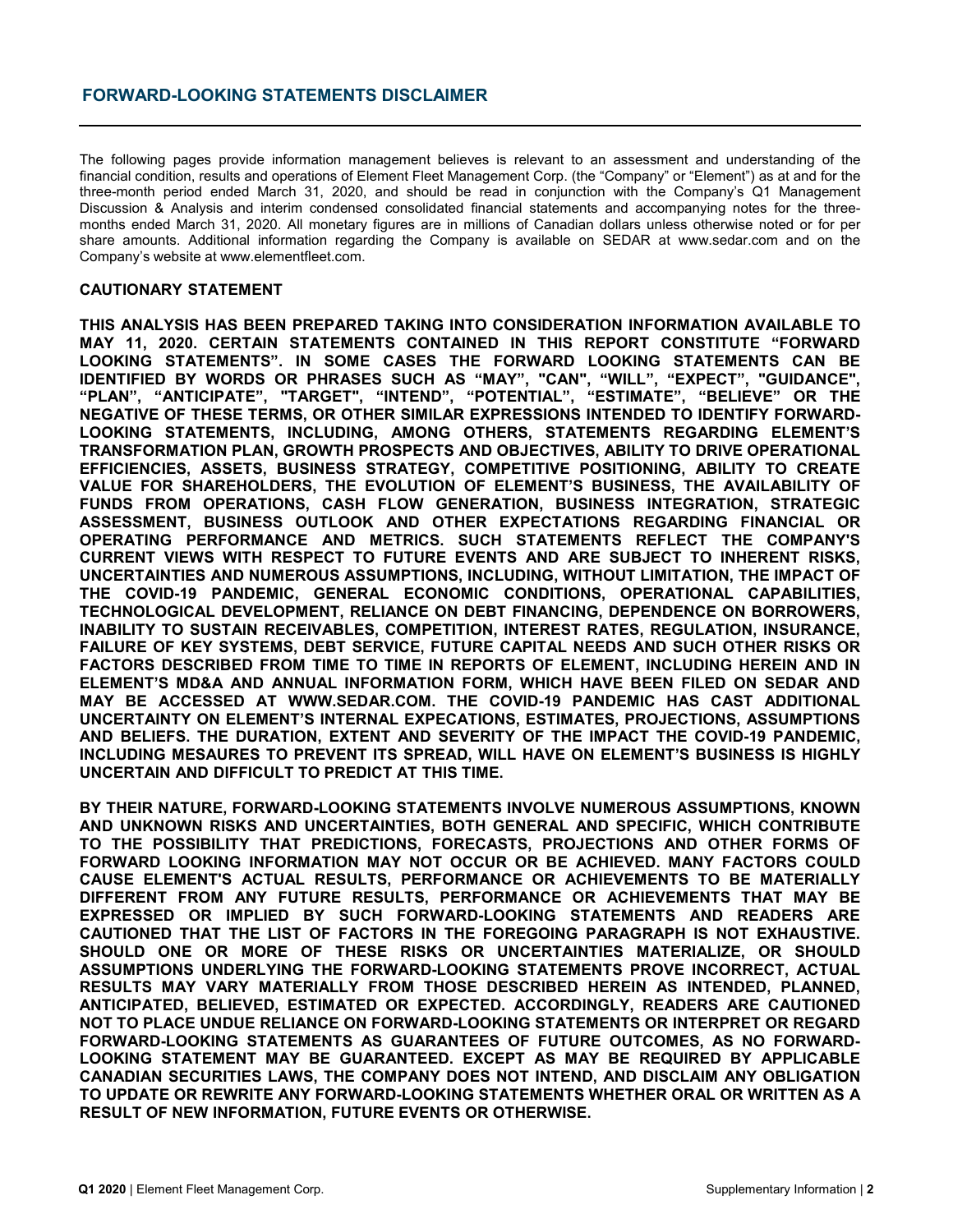## FORWARD-LOOKING STATEMENTS DISCLAIMER

The following pages provide information management believes is relevant to an assessment and understanding of the financial condition, results and operations of Element Fleet Management Corp. (the "Company" or "Element") as at and for the three-month period ended March 31, 2020, and should be read in conjunction with the Company's Q1 Management Discussion & Analysis and interim condensed consolidated financial statements and accompanying notes for the three-months ended March 31, 2020. All monetary figures are in millions of Canadian dollars unless otherwise noted or for per share amounts. Additional information regarding the Company is available on SEDAR at www.sedar.com and on the Company's website at www.elementfleet.com.

### CAUTIONARY STATEMENT

**THIS ANALYSIS HAS BEEN PREPARED TAKING INTO CONSIDERATION INFORMATION AVAILABLE TO MAY 11, 2020. CERTAIN STATEMENTS CONTAINED IN THIS REPORT CONSTITUTE "FORWARD LOOKING STATEMENTS". IN SOME CASES THE FORWARD LOOKING STATEMENTS CAN BE IDENTIFIED BY WORDS OR PHRASES SUCH AS "MAY", "CAN", "WILL", "EXPECT", "GUIDANCE", "PLAN", "ANTICIPATE", "TARGET", "INTEND", "POTENTIAL", "ESTIMATE", "BELIEVE" OR THE NEGATIVE OF THESE TERMS, OR OTHER SIMILAR EXPRESSIONS INTENDED TO IDENTIFY FORWARD-LOOKING STATEMENTS, INCLUDING, AMONG OTHERS, STATEMENTS REGARDING ELEMENT'S TRANSFORMATION PLAN, GROWTH PROSPECTS AND OBJECTIVES, ABILITY TO DRIVE OPERATIONAL EFFICIENCIES, ASSETS, BUSINESS STRATEGY, COMPETITIVE POSITIONING, ABILITY TO CREATE VALUE FOR SHAREHOLDERS, THE EVOLUTION OF ELEMENT'S BUSINESS, THE AVAILABILITY OF FUNDS FROM OPERATIONS, CASH FLOW GENERATION, BUSINESS INTEGRATION, STRATEGIC ASSESSMENT, BUSINESS OUTLOOK AND OTHER EXPECTATIONS REGARDING FINANCIAL OR OPERATING PERFORMANCE AND METRICS. SUCH STATEMENTS REFLECT THE COMPANY'S CURRENT VIEWS WITH RESPECT TO FUTURE EVENTS AND ARE SUBJECT TO INHERENT RISKS, UNCERTAINTIES AND NUMEROUS ASSUMPTIONS, INCLUDING, WITHOUT LIMITATION, THE IMPACT OF THE COVID-19 PANDEMIC, GENERAL ECONOMIC CONDITIONS, OPERATIONAL CAPABILITIES, TECHNOLOGICAL DEVELOPMENT, RELIANCE ON DEBT FINANCING, DEPENDENCE ON BORROWERS, INABILITY TO SUSTAIN RECEIVABLES, COMPETITION, INTEREST RATES, REGULATION, INSURANCE, FAILURE OF KEY SYSTEMS, DEBT SERVICE, FUTURE CAPITAL NEEDS AND SUCH OTHER RISKS OR FACTORS DESCRIBED FROM TIME TO TIME IN REPORTS OF ELEMENT, INCLUDING HEREIN AND IN ELEMENT'S MD&A AND ANNUAL INFORMATION FORM, WHICH HAVE BEEN FILED ON SEDAR AND MAY BE ACCESSED AT WWW.SEDAR.COM. THE COVID-19 PANDEMIC HAS CAST ADDITIONAL UNCERTAINTY ON ELEMENT'S INTERNAL EXPECATIONS, ESTIMATES, PROJECTIONS, ASSUMPTIONS AND BELIEFS. THE DURATION, EXTENT AND SEVERITY OF THE IMPACT THE COVID-19 PANDEMIC, INCLUDING MESAURES TO PREVENT ITS SPREAD, WILL HAVE ON ELEMENT'S BUSINESS IS HIGHLY UNCERTAIN AND DIFFICULT TO PREDICT AT THIS TIME.**

**BY THEIR NATURE, FORWARD-LOOKING STATEMENTS INVOLVE NUMEROUS ASSUMPTIONS, KNOWN AND UNKNOWN RISKS AND UNCERTAINTIES, BOTH GENERAL AND SPECIFIC, WHICH CONTRIBUTE TO THE POSSIBILITY THAT PREDICTIONS, FORECASTS, PROJECTIONS AND OTHER FORMS OF FORWARD LOOKING INFORMATION MAY NOT OCCUR OR BE ACHIEVED. MANY FACTORS COULD CAUSE ELEMENT'S ACTUAL RESULTS, PERFORMANCE OR ACHIEVEMENTS TO BE MATERIALLY DIFFERENT FROM ANY FUTURE RESULTS, PERFORMANCE OR ACHIEVEMENTS THAT MAY BE EXPRESSED OR IMPLIED BY SUCH FORWARD-LOOKING STATEMENTS AND READERS ARE CAUTIONED THAT THE LIST OF FACTORS IN THE FOREGOING PARAGRAPH IS NOT EXHAUSTIVE. SHOULD ONE OR MORE OF THESE RISKS OR UNCERTAINTIES MATERIALIZE, OR SHOULD ASSUMPTIONS UNDERLYING THE FORWARD-LOOKING STATEMENTS PROVE INCORRECT, ACTUAL RESULTS MAY VARY MATERIALLY FROM THOSE DESCRIBED HEREIN AS INTENDED, PLANNED, ANTICIPATED, BELIEVED, ESTIMATED OR EXPECTED. ACCORDINGLY, READERS ARE CAUTIONED NOT TO PLACE UNDUE RELIANCE ON FORWARD-LOOKING STATEMENTS OR INTERPRET OR REGARD FORWARD-LOOKING STATEMENTS AS GUARANTEES OF FUTURE OUTCOMES, AS NO FORWARD-LOOKING STATEMENT MAY BE GUARANTEED. EXCEPT AS MAY BE REQUIRED BY APPLICABLE CANADIAN SECURITIES LAWS, THE COMPANY DOES NOT INTEND, AND DISCLAIM ANY OBLIGATION TO UPDATE OR REWRITE ANY FORWARD-LOOKING STATEMENTS WHETHER ORAL OR WRITTEN AS A RESULT OF NEW INFORMATION, FUTURE EVENTS OR OTHERWISE.**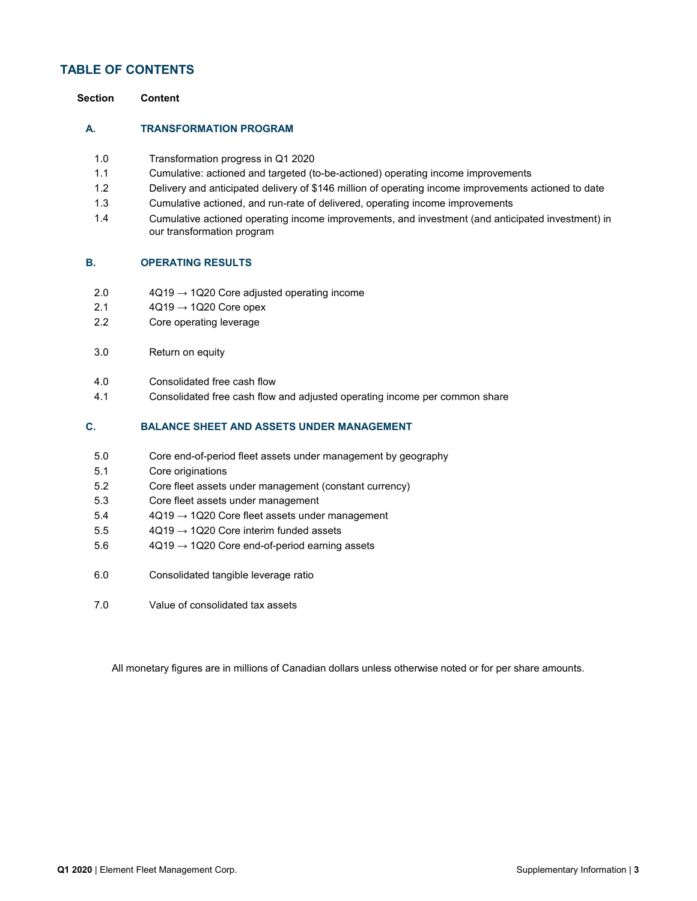## TABLE OF CONTENTS

| Section | Content |
| --- | --- |
| **A.** | **TRANSFORMATION PROGRAM** |
| 1.0 | Transformation progress in Q1 2020 |
| 1.1 | Cumulative: actioned and targeted (to-be-actioned) operating income improvements |
| 1.2 | Delivery and anticipated delivery of $146 million of operating income improvements actioned to date |
| 1.3 | Cumulative actioned, and run-rate of delivered, operating income improvements |
| 1.4 | Cumulative actioned operating income improvements, and investment (and anticipated investment) in our transformation program |
| **B.** | **OPERATING RESULTS** |
| 2.0 | 4Q19 → 1Q20 Core adjusted operating income |
| 2.1 | 4Q19 → 1Q20 Core opex |
| 2.2 | Core operating leverage |
| 3.0 | Return on equity |
| 4.0 | Consolidated free cash flow |
| 4.1 | Consolidated free cash flow and adjusted operating income per common share |
| **C.** | **BALANCE SHEET AND ASSETS UNDER MANAGEMENT** |
| 5.0 | Core end-of-period fleet assets under management by geography |
| 5.1 | Core originations |
| 5.2 | Core fleet assets under management (constant currency) |
| 5.3 | Core fleet assets under management |
| 5.4 | 4Q19 → 1Q20 Core fleet assets under management |
| 5.5 | 4Q19 → 1Q20 Core interim funded assets |
| 5.6 | 4Q19 → 1Q20 Core end-of-period earning assets |
| 6.0 | Consolidated tangible leverage ratio |
| 7.0 | Value of consolidated tax assets |

All monetary figures are in millions of Canadian dollars unless otherwise noted or for per share amounts.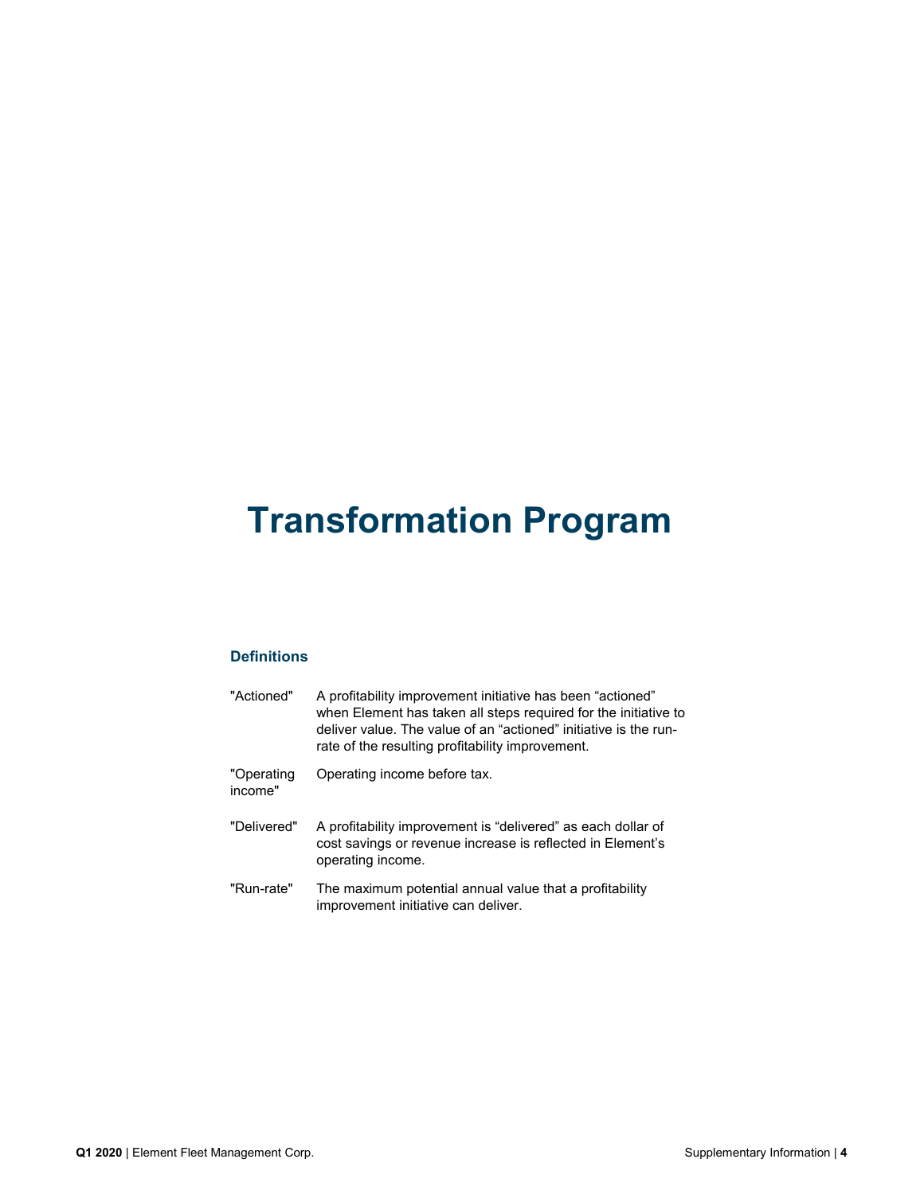# Transformation Program

### Definitions

| | |
|---|---|
| "Actioned" | A profitability improvement initiative has been "actioned" when Element has taken all steps required for the initiative to deliver value. The value of an "actioned" initiative is the run-rate of the resulting profitability improvement. |
| "Operating income" | Operating income before tax. |
| "Delivered" | A profitability improvement is "delivered" as each dollar of cost savings or revenue increase is reflected in Element's operating income. |
| "Run-rate" | The maximum potential annual value that a profitability improvement initiative can deliver. |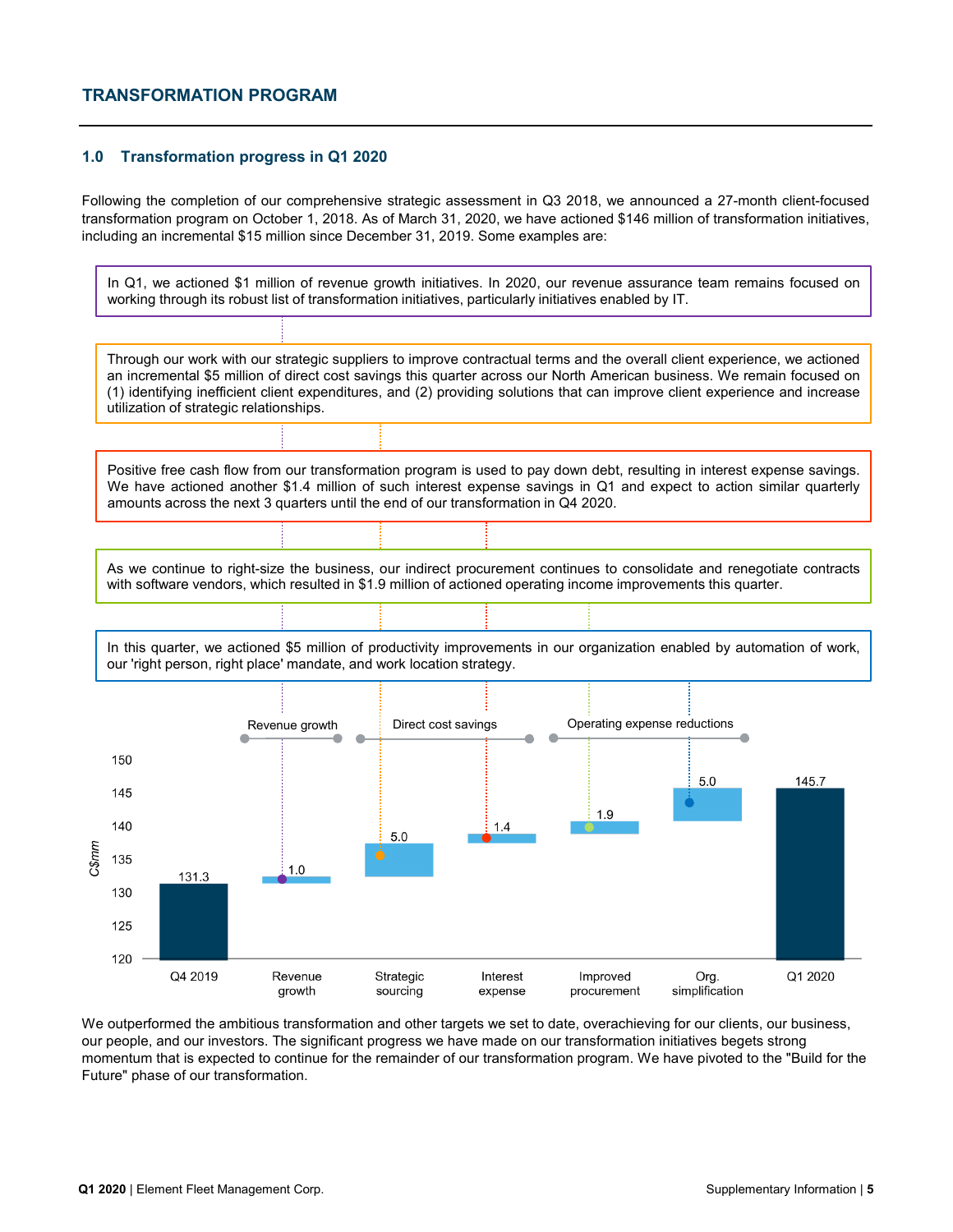## TRANSFORMATION PROGRAM

### 1.0 Transformation progress in Q1 2020

Following the completion of our comprehensive strategic assessment in Q3 2018, we announced a 27-month client-focused transformation program on October 1, 2018. As of March 31, 2020, we have actioned $146 million of transformation initiatives, including an incremental $15 million since December 31, 2019. Some examples are:

In Q1, we actioned $1 million of revenue growth initiatives. In 2020, our revenue assurance team remains focused on working through its robust list of transformation initiatives, particularly initiatives enabled by IT.

Through our work with our strategic suppliers to improve contractual terms and the overall client experience, we actioned an incremental $5 million of direct cost savings this quarter across our North American business. We remain focused on (1) identifying inefficient client expenditures, and (2) providing solutions that can improve client experience and increase utilization of strategic relationships.

Positive free cash flow from our transformation program is used to pay down debt, resulting in interest expense savings. We have actioned another $1.4 million of such interest expense savings in Q1 and expect to action similar quarterly amounts across the next 3 quarters until the end of our transformation in Q4 2020.

As we continue to right-size the business, our indirect procurement continues to consolidate and renegotiate contracts with software vendors, which resulted in $1.9 million of actioned operating income improvements this quarter.

In this quarter, we actioned $5 million of productivity improvements in our organization enabled by automation of work, our 'right person, right place' mandate, and work location strategy.

| C$mm | Q4 2019 | Revenue growth | Strategic sourcing | Interest expense | Improved procurement | Org. simplification | Q1 2020 |
|---|---|---|---|---|---|---|---|
| Category | | Revenue growth | Direct cost savings | Direct cost savings | Operating expense reductions | Operating expense reductions | |
| Value | 131.3 | 1.0 | 5.0 | 1.4 | 1.9 | 5.0 | 145.7 |

We outperformed the ambitious transformation and other targets we set to date, overachieving for our clients, our business, our people, and our investors. The significant progress we have made on our transformation initiatives begets strong momentum that is expected to continue for the remainder of our transformation program. We have pivoted to the "Build for the Future" phase of our transformation.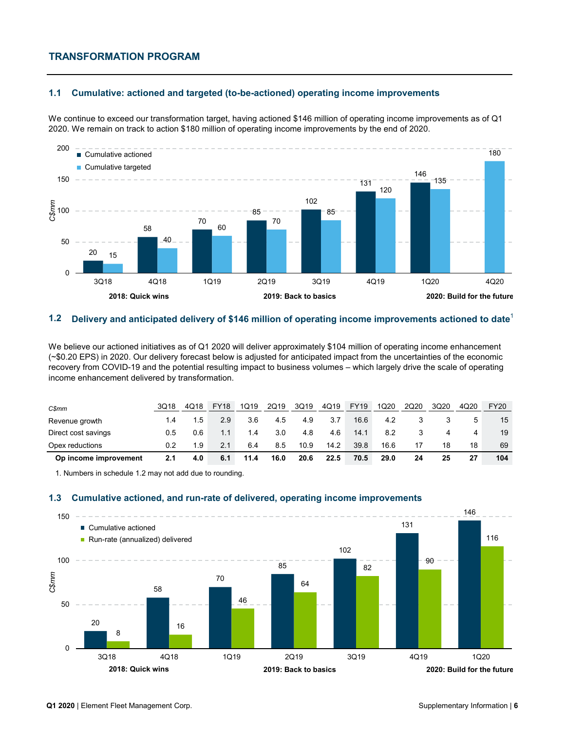## TRANSFORMATION PROGRAM

### 1.1 Cumulative: actioned and targeted (to-be-actioned) operating income improvements

We continue to exceed our transformation target, having actioned $146 million of operating income improvements as of Q1 2020. We remain on track to action $180 million of operating income improvements by the end of 2020.

| C$mm | 3Q18 | 4Q18 | 1Q19 | 2Q19 | 3Q19 | 4Q19 | 1Q20 | 4Q20 |
|---|---|---|---|---|---|---|---|---|
| Cumulative actioned | 20 | 58 | 70 | 85 | 102 | 131 | 146 | |
| Cumulative targeted | 15 | 40 | 60 | 70 | 85 | 120 | 135 | 180 |

2018: Quick wins — 2019: Back to basics — 2020: Build for the future

### 1.2 Delivery and anticipated delivery of $146 million of operating income improvements actioned to date[1]

We believe our actioned initiatives as of Q1 2020 will deliver approximately $104 million of operating income enhancement (~$0.20 EPS) in 2020. Our delivery forecast below is adjusted for anticipated impact from the uncertainties of the economic recovery from COVID-19 and the potential resulting impact to business volumes – which largely drive the scale of operating income enhancement delivered by transformation.

| *C$mm* | 3Q18 | 4Q18 | FY18 | 1Q19 | 2Q19 | 3Q19 | 4Q19 | FY19 | 1Q20 | 2Q20 | 3Q20 | 4Q20 | FY20 |
|---|---|---|---|---|---|---|---|---|---|---|---|---|---|
| Revenue growth | 1.4 | 1.5 | 2.9 | 3.6 | 4.5 | 4.9 | 3.7 | 16.6 | 4.2 | 3 | 3 | 5 | 15 |
| Direct cost savings | 0.5 | 0.6 | 1.1 | 1.4 | 3.0 | 4.8 | 4.6 | 14.1 | 8.2 | 3 | 4 | 4 | 19 |
| Opex reductions | 0.2 | 1.9 | 2.1 | 6.4 | 8.5 | 10.9 | 14.2 | 39.8 | 16.6 | 17 | 18 | 18 | 69 |
| **Op income improvement** | **2.1** | **4.0** | **6.1** | **11.4** | **16.0** | **20.6** | **22.5** | **70.5** | **29.0** | **24** | **25** | **27** | **104** |

1. Numbers in schedule 1.2 may not add due to rounding.

### 1.3 Cumulative actioned, and run-rate of delivered, operating income improvements

| C$mm | 3Q18 | 4Q18 | 1Q19 | 2Q19 | 3Q19 | 4Q19 | 1Q20 |
|---|---|---|---|---|---|---|---|
| Cumulative actioned | 20 | 58 | 70 | 85 | 102 | 131 | 146 |
| Run-rate (annualized) delivered | 8 | 16 | 46 | 64 | 82 | 90 | 116 |

2018: Quick wins — 2019: Back to basics — 2020: Build for the future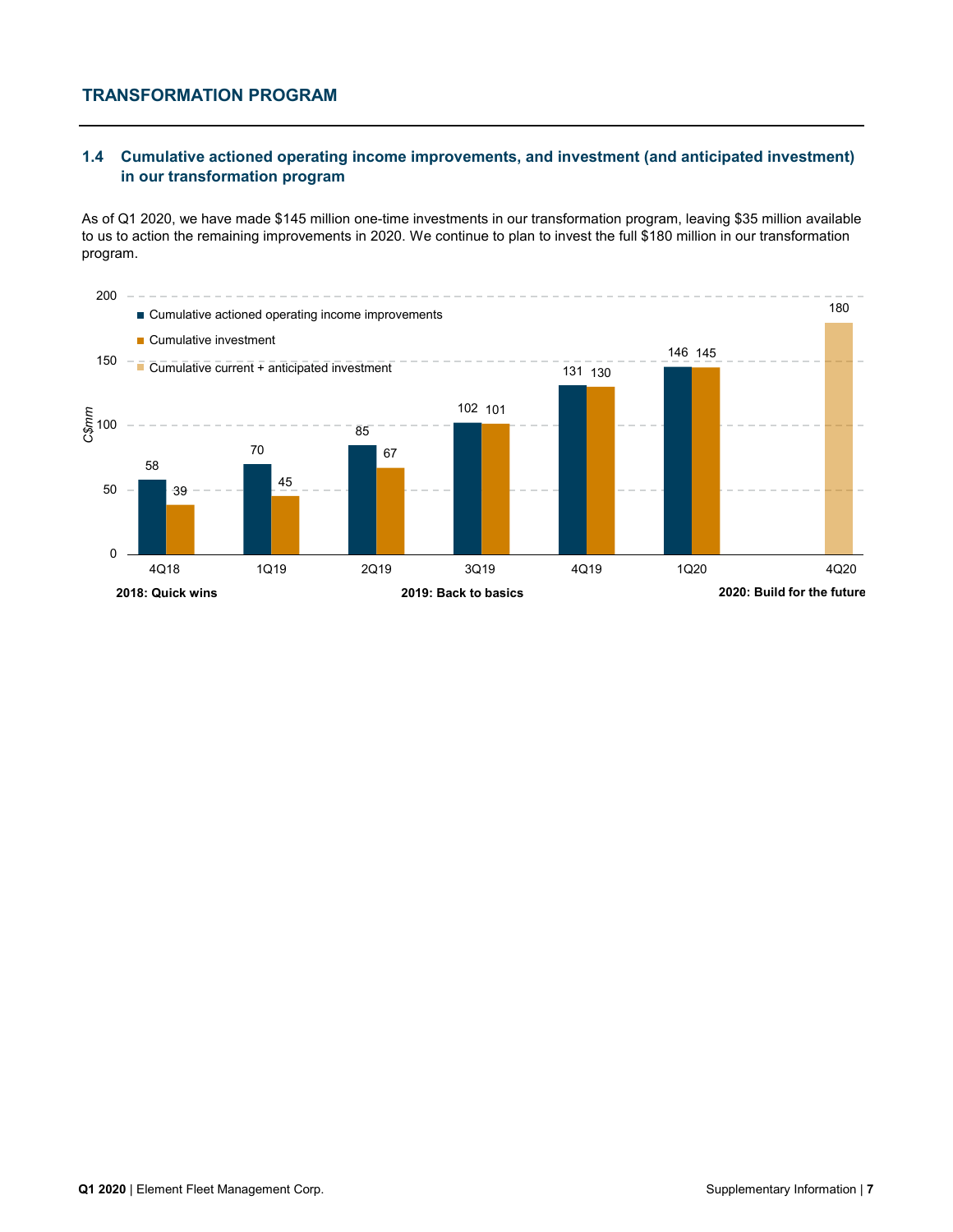## TRANSFORMATION PROGRAM

### 1.4 Cumulative actioned operating income improvements, and investment (and anticipated investment) in our transformation program

As of Q1 2020, we have made $145 million one-time investments in our transformation program, leaving $35 million available to us to action the remaining improvements in 2020. We continue to plan to invest the full $180 million in our transformation program.

| C$mm | 4Q18 | 1Q19 | 2Q19 | 3Q19 | 4Q19 | 1Q20 | 4Q20 |
|---|---|---|---|---|---|---|---|
| Cumulative actioned operating income improvements | 58 | 70 | 85 | 102 | 131 | 146 | |
| Cumulative investment | 39 | 45 | 67 | 101 | 130 | 145 | |
| Cumulative current + anticipated investment | | | | | | | 180 |

**2018: Quick wins** **2019: Back to basics** **2020: Build for the future**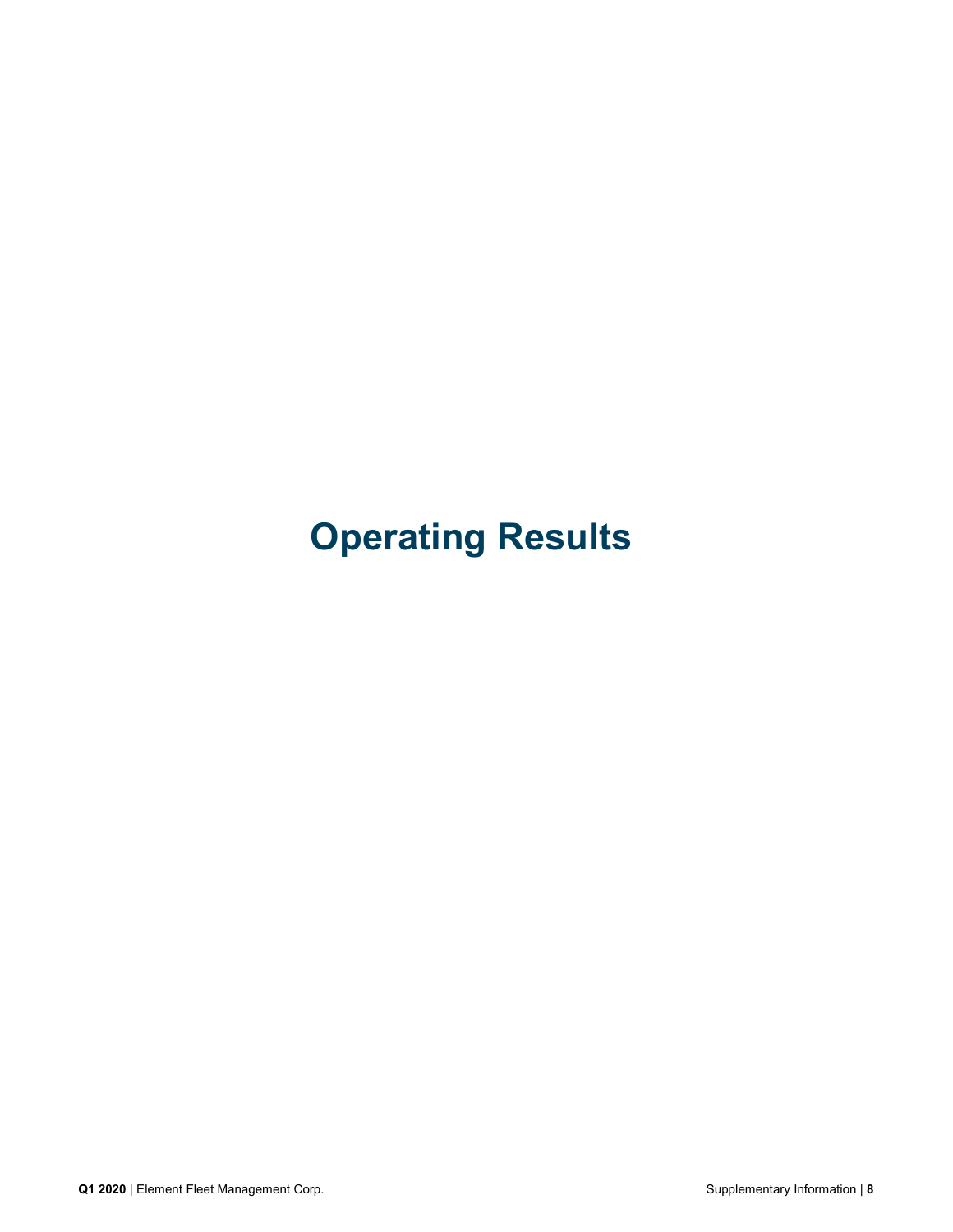# Operating Results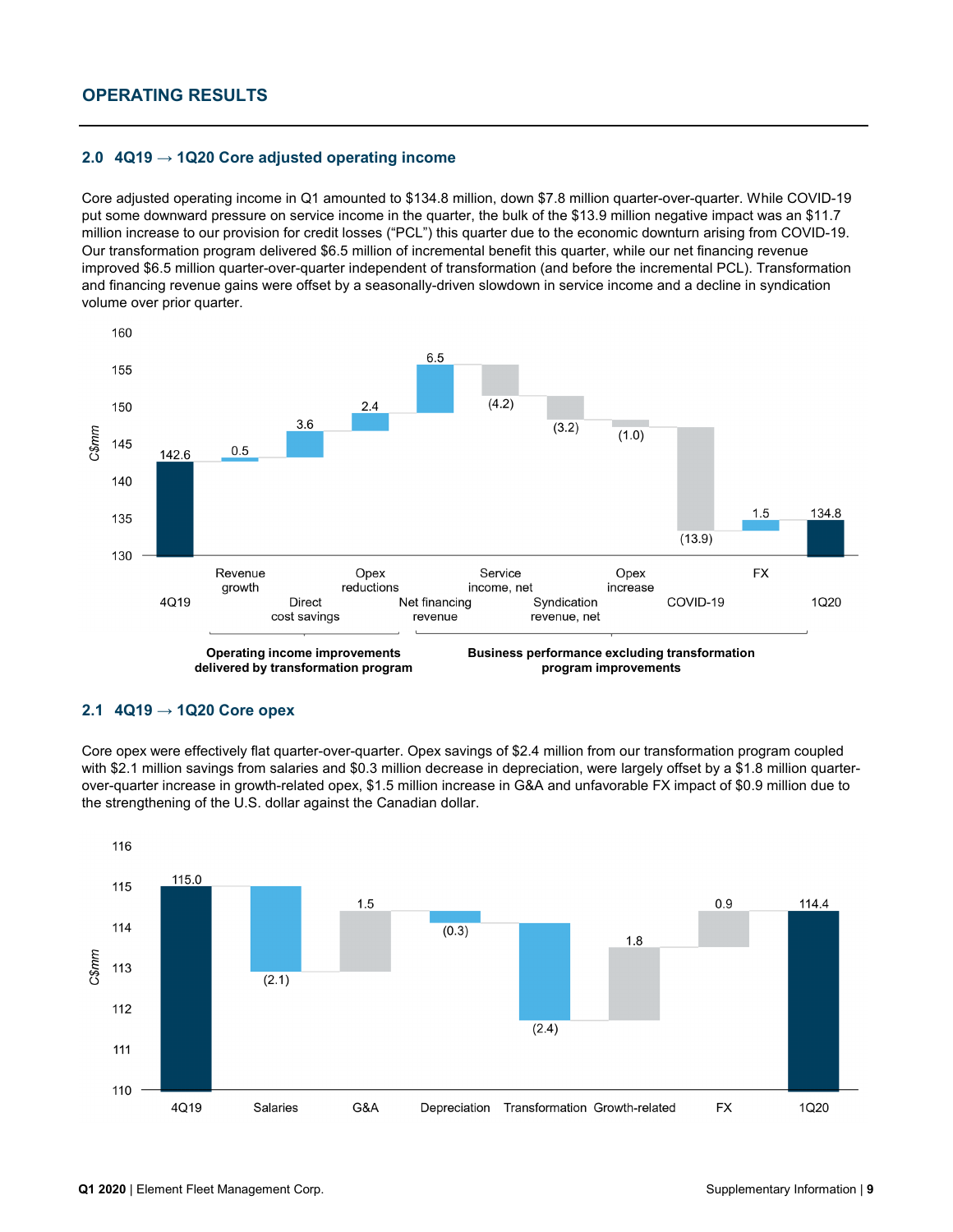# OPERATING RESULTS

## 2.0 4Q19 → 1Q20 Core adjusted operating income

Core adjusted operating income in Q1 amounted to $134.8 million, down $7.8 million quarter-over-quarter. While COVID-19 put some downward pressure on service income in the quarter, the bulk of the $13.9 million negative impact was an $11.7 million increase to our provision for credit losses ("PCL") this quarter due to the economic downturn arising from COVID-19. Our transformation program delivered $6.5 million of incremental benefit this quarter, while our net financing revenue improved $6.5 million quarter-over-quarter independent of transformation (and before the incremental PCL). Transformation and financing revenue gains were offset by a seasonally-driven slowdown in service income and a decline in syndication volume over prior quarter.

| | C$mm |
|---|---|
| 4Q19 | 142.6 |
| Revenue growth | 0.5 |
| Direct cost savings | 3.6 |
| Opex reductions | 2.4 |
| Net financing revenue | 6.5 |
| Service income, net | (4.2) |
| Syndication revenue, net | (3.2) |
| Opex increase | (1.0) |
| COVID-19 | (13.9) |
| FX | 1.5 |
| 1Q20 | 134.8 |

**Operating income improvements delivered by transformation program**: Revenue growth, Direct cost savings, Opex reductions

**Business performance excluding transformation program improvements**: Net financing revenue, Service income, net, Syndication revenue, net, Opex increase, COVID-19, FX

## 2.1 4Q19 → 1Q20 Core opex

Core opex were effectively flat quarter-over-quarter. Opex savings of $2.4 million from our transformation program coupled with $2.1 million savings from salaries and $0.3 million decrease in depreciation, were largely offset by a $1.8 million quarter-over-quarter increase in growth-related opex, $1.5 million increase in G&A and unfavorable FX impact of $0.9 million due to the strengthening of the U.S. dollar against the Canadian dollar.

| | C$mm |
|---|---|
| 4Q19 | 115.0 |
| Salaries | (2.1) |
| G&A | 1.5 |
| Depreciation | (0.3) |
| Transformation | (2.4) |
| Growth-related | 1.8 |
| FX | 0.9 |
| 1Q20 | 114.4 |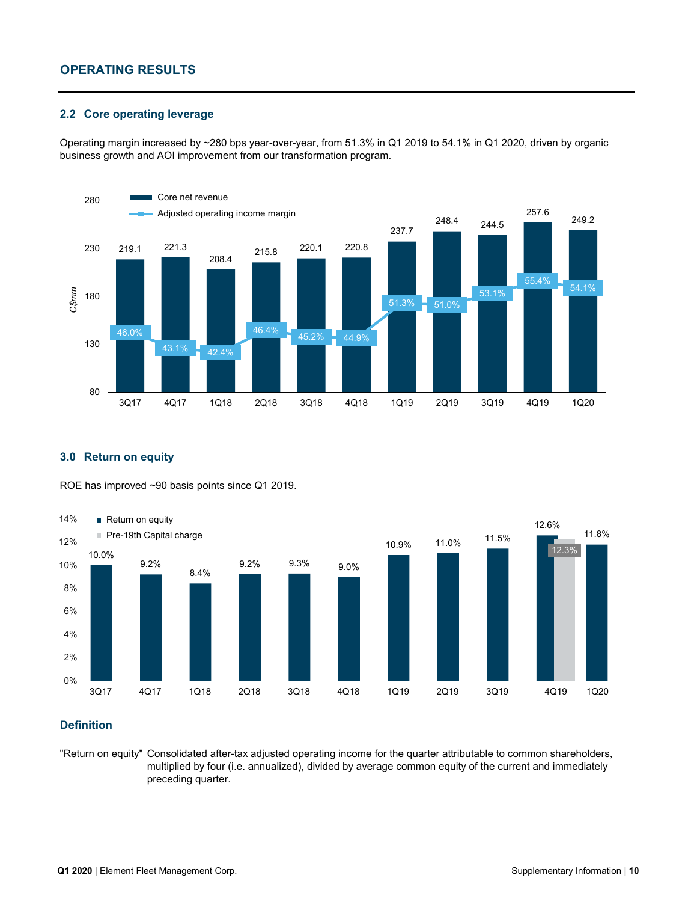## OPERATING RESULTS

### 2.2 Core operating leverage

Operating margin increased by ~280 bps year-over-year, from 51.3% in Q1 2019 to 54.1% in Q1 2020, driven by organic business growth and AOI improvement from our transformation program.

| | 3Q17 | 4Q17 | 1Q18 | 2Q18 | 3Q18 | 4Q18 | 1Q19 | 2Q19 | 3Q19 | 4Q19 | 1Q20 |
|---|---|---|---|---|---|---|---|---|---|---|---|
| Core net revenue (C$mm) | 219.1 | 221.3 | 208.4 | 215.8 | 220.1 | 220.8 | 237.7 | 248.4 | 244.5 | 257.6 | 249.2 |
| Adjusted operating income margin | 46.0% | 43.1% | 42.4% | 46.4% | 45.2% | 44.9% | 51.3% | 51.0% | 53.1% | 55.4% | 54.1% |

### 3.0 Return on equity

ROE has improved ~90 basis points since Q1 2019.

| | 3Q17 | 4Q17 | 1Q18 | 2Q18 | 3Q18 | 4Q18 | 1Q19 | 2Q19 | 3Q19 | 4Q19 | 1Q20 |
|---|---|---|---|---|---|---|---|---|---|---|---|
| Return on equity | 10.0% | 9.2% | 8.4% | 9.2% | 9.3% | 9.0% | 10.9% | 11.0% | 11.5% | 12.6% | 11.8% |
| Pre-19th Capital charge | | | | | | | | | | 12.3% | |

### Definition

"Return on equity" Consolidated after-tax adjusted operating income for the quarter attributable to common shareholders, multiplied by four (i.e. annualized), divided by average common equity of the current and immediately preceding quarter.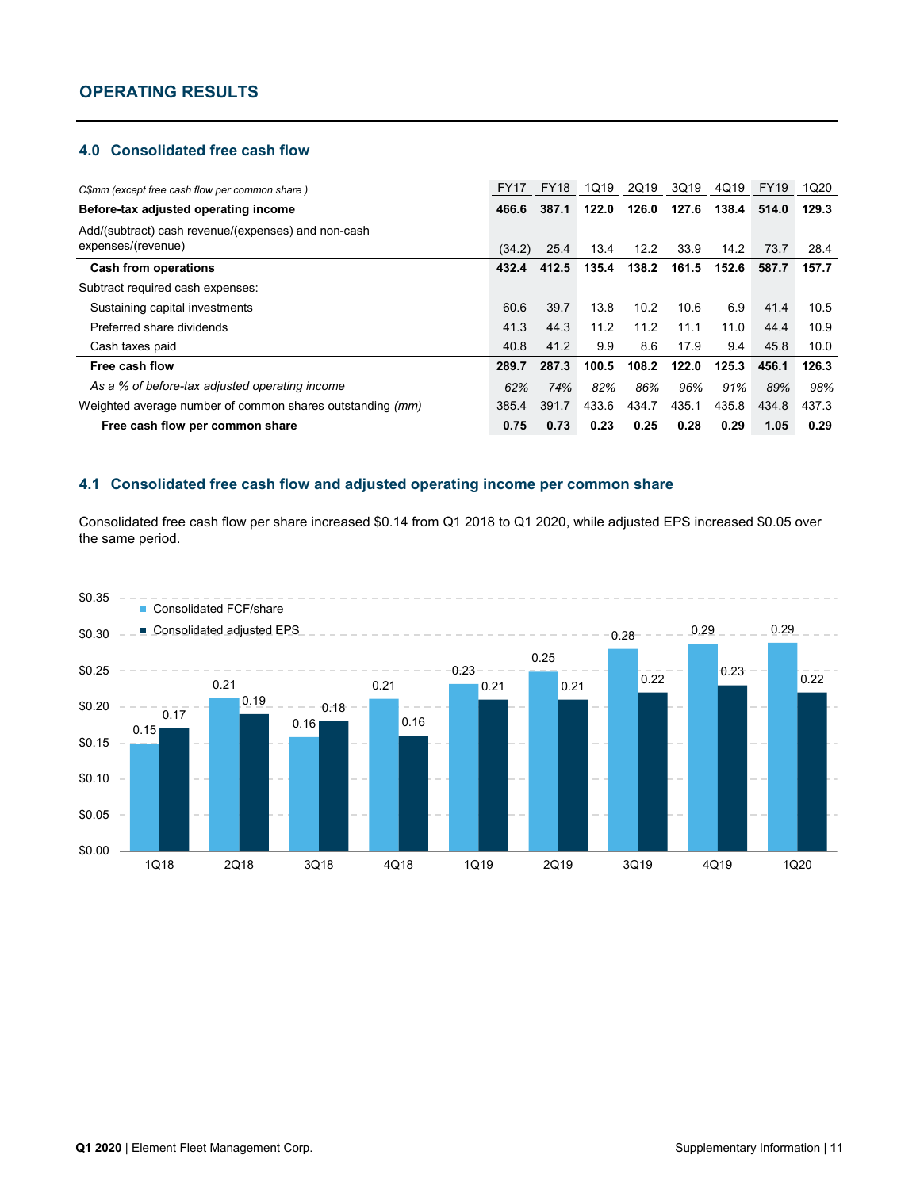## OPERATING RESULTS

### 4.0 Consolidated free cash flow

| *C$mm (except free cash flow per common share )* | FY17 | FY18 | 1Q19 | 2Q19 | 3Q19 | 4Q19 | FY19 | 1Q20 |
|---|---|---|---|---|---|---|---|---|
| **Before-tax adjusted operating income** | **466.6** | **387.1** | **122.0** | **126.0** | **127.6** | **138.4** | **514.0** | **129.3** |
| Add/(subtract) cash revenue/(expenses) and non-cash expenses/(revenue) | (34.2) | 25.4 | 13.4 | 12.2 | 33.9 | 14.2 | 73.7 | 28.4 |
| **Cash from operations** | **432.4** | **412.5** | **135.4** | **138.2** | **161.5** | **152.6** | **587.7** | **157.7** |
| Subtract required cash expenses: | | | | | | | | |
| Sustaining capital investments | 60.6 | 39.7 | 13.8 | 10.2 | 10.6 | 6.9 | 41.4 | 10.5 |
| Preferred share dividends | 41.3 | 44.3 | 11.2 | 11.2 | 11.1 | 11.0 | 44.4 | 10.9 |
| Cash taxes paid | 40.8 | 41.2 | 9.9 | 8.6 | 17.9 | 9.4 | 45.8 | 10.0 |
| **Free cash flow** | **289.7** | **287.3** | **100.5** | **108.2** | **122.0** | **125.3** | **456.1** | **126.3** |
| *As a % of before-tax adjusted operating income* | *62%* | *74%* | *82%* | *86%* | *96%* | *91%* | *89%* | *98%* |
| Weighted average number of common shares outstanding *(mm)* | 385.4 | 391.7 | 433.6 | 434.7 | 435.1 | 435.8 | 434.8 | 437.3 |
| **Free cash flow per common share** | **0.75** | **0.73** | **0.23** | **0.25** | **0.28** | **0.29** | **1.05** | **0.29** |

### 4.1 Consolidated free cash flow and adjusted operating income per common share

Consolidated free cash flow per share increased $0.14 from Q1 2018 to Q1 2020, while adjusted EPS increased $0.05 over the same period.

| | 1Q18 | 2Q18 | 3Q18 | 4Q18 | 1Q19 | 2Q19 | 3Q19 | 4Q19 | 1Q20 |
|---|---|---|---|---|---|---|---|---|---|
| Consolidated FCF/share | 0.15 | 0.21 | 0.16 | 0.21 | 0.23 | 0.25 | 0.28 | 0.29 | 0.29 |
| Consolidated adjusted EPS | 0.17 | 0.19 | 0.18 | 0.16 | 0.21 | 0.21 | 0.22 | 0.23 | 0.22 |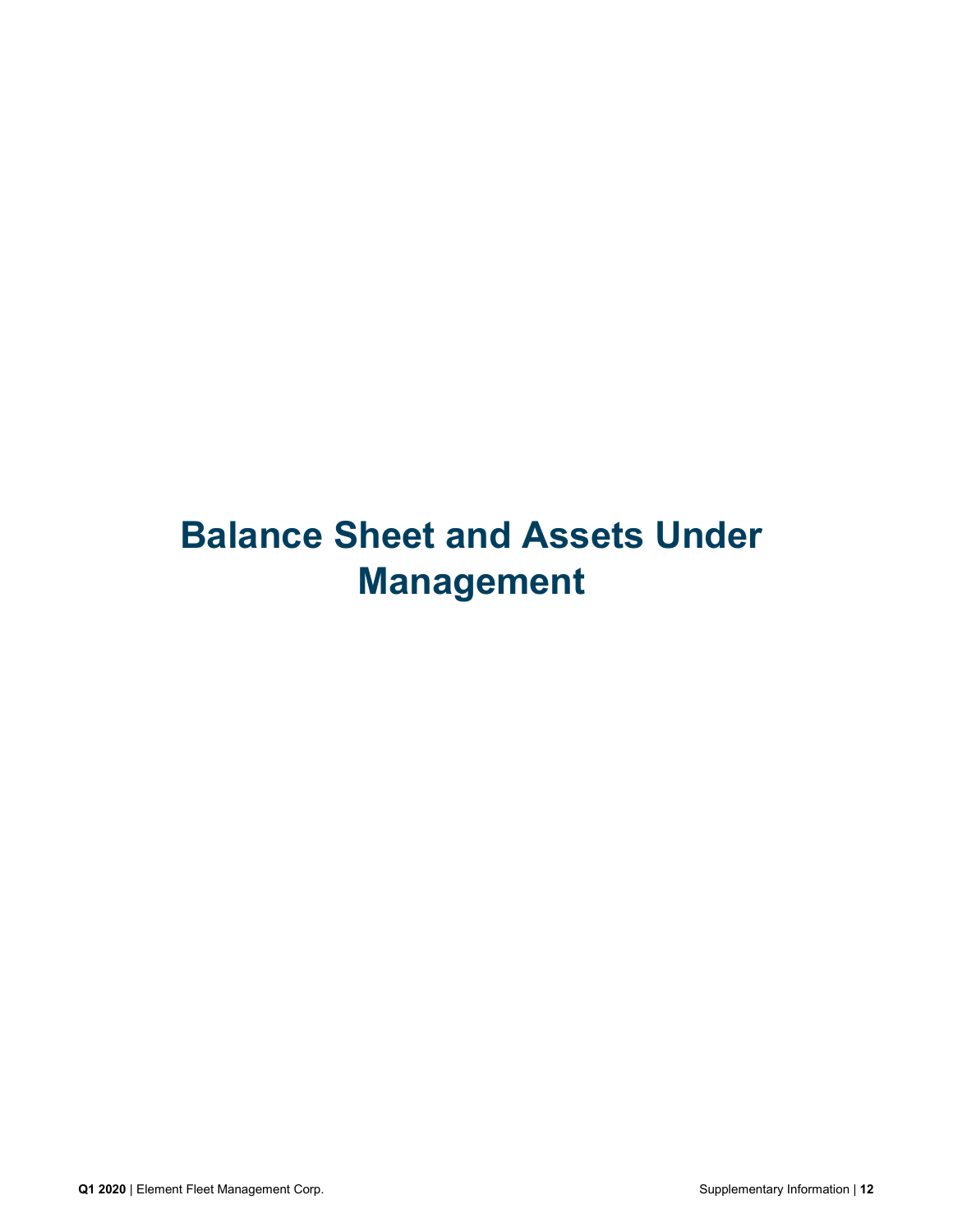# Balance Sheet and Assets Under Management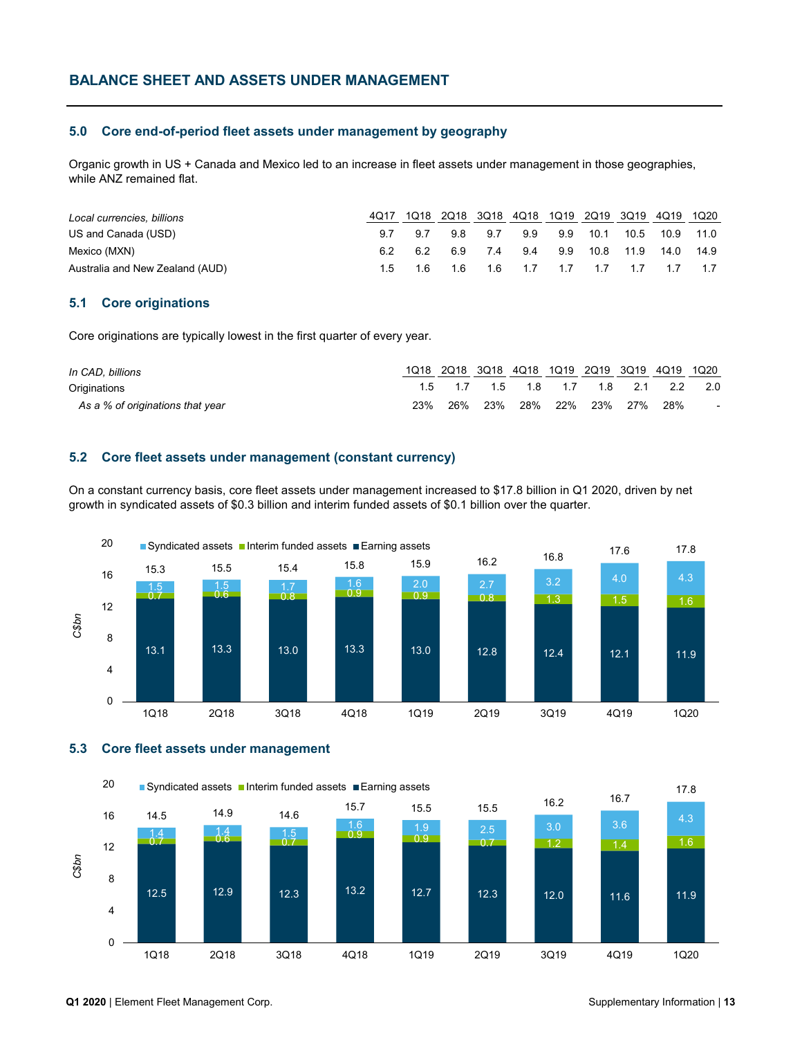## BALANCE SHEET AND ASSETS UNDER MANAGEMENT

### 5.0 Core end-of-period fleet assets under management by geography

Organic growth in US + Canada and Mexico led to an increase in fleet assets under management in those geographies, while ANZ remained flat.

| *Local currencies, billions* | 4Q17 | 1Q18 | 2Q18 | 3Q18 | 4Q18 | 1Q19 | 2Q19 | 3Q19 | 4Q19 | 1Q20 |
|---|---|---|---|---|---|---|---|---|---|---|
| US and Canada (USD) | 9.7 | 9.7 | 9.8 | 9.7 | 9.9 | 9.9 | 10.1 | 10.5 | 10.9 | 11.0 |
| Mexico (MXN) | 6.2 | 6.2 | 6.9 | 7.4 | 9.4 | 9.9 | 10.8 | 11.9 | 14.0 | 14.9 |
| Australia and New Zealand (AUD) | 1.5 | 1.6 | 1.6 | 1.6 | 1.7 | 1.7 | 1.7 | 1.7 | 1.7 | 1.7 |

### 5.1 Core originations

Core originations are typically lowest in the first quarter of every year.

| *In CAD, billions* | 1Q18 | 2Q18 | 3Q18 | 4Q18 | 1Q19 | 2Q19 | 3Q19 | 4Q19 | 1Q20 |
|---|---|---|---|---|---|---|---|---|---|
| Originations | 1.5 | 1.7 | 1.5 | 1.8 | 1.7 | 1.8 | 2.1 | 2.2 | 2.0 |
| *As a % of originations that year* | 23% | 26% | 23% | 28% | 22% | 23% | 27% | 28% | - |

### 5.2 Core fleet assets under management (constant currency)

On a constant currency basis, core fleet assets under management increased to $17.8 billion in Q1 2020, driven by net growth in syndicated assets of $0.3 billion and interim funded assets of $0.1 billion over the quarter.

| C$bn | 1Q18 | 2Q18 | 3Q18 | 4Q18 | 1Q19 | 2Q19 | 3Q19 | 4Q19 | 1Q20 |
|---|---|---|---|---|---|---|---|---|---|
| Syndicated assets | 1.5 | 1.5 | 1.7 | 1.6 | 2.0 | 2.7 | 3.2 | 4.0 | 4.3 |
| Interim funded assets | 0.7 | 0.6 | 0.8 | 0.9 | 0.9 | 0.8 | 1.3 | 1.5 | 1.6 |
| Earning assets | 13.1 | 13.3 | 13.0 | 13.3 | 13.0 | 12.8 | 12.4 | 12.1 | 11.9 |
| Total | 15.3 | 15.5 | 15.4 | 15.8 | 15.9 | 16.2 | 16.8 | 17.6 | 17.8 |

### 5.3 Core fleet assets under management

| C$bn | 1Q18 | 2Q18 | 3Q18 | 4Q18 | 1Q19 | 2Q19 | 3Q19 | 4Q19 | 1Q20 |
|---|---|---|---|---|---|---|---|---|---|
| Syndicated assets | 1.4 | 1.4 | 1.5 | 1.6 | 1.9 | 2.5 | 3.0 | 3.6 | 4.3 |
| Interim funded assets | 0.7 | 0.6 | 0.7 | 0.9 | 0.9 | 0.7 | 1.2 | 1.4 | 1.6 |
| Earning assets | 12.5 | 12.9 | 12.3 | 13.2 | 12.7 | 12.3 | 12.0 | 11.6 | 11.9 |
| Total | 14.5 | 14.9 | 14.6 | 15.7 | 15.5 | 15.5 | 16.2 | 16.7 | 17.8 |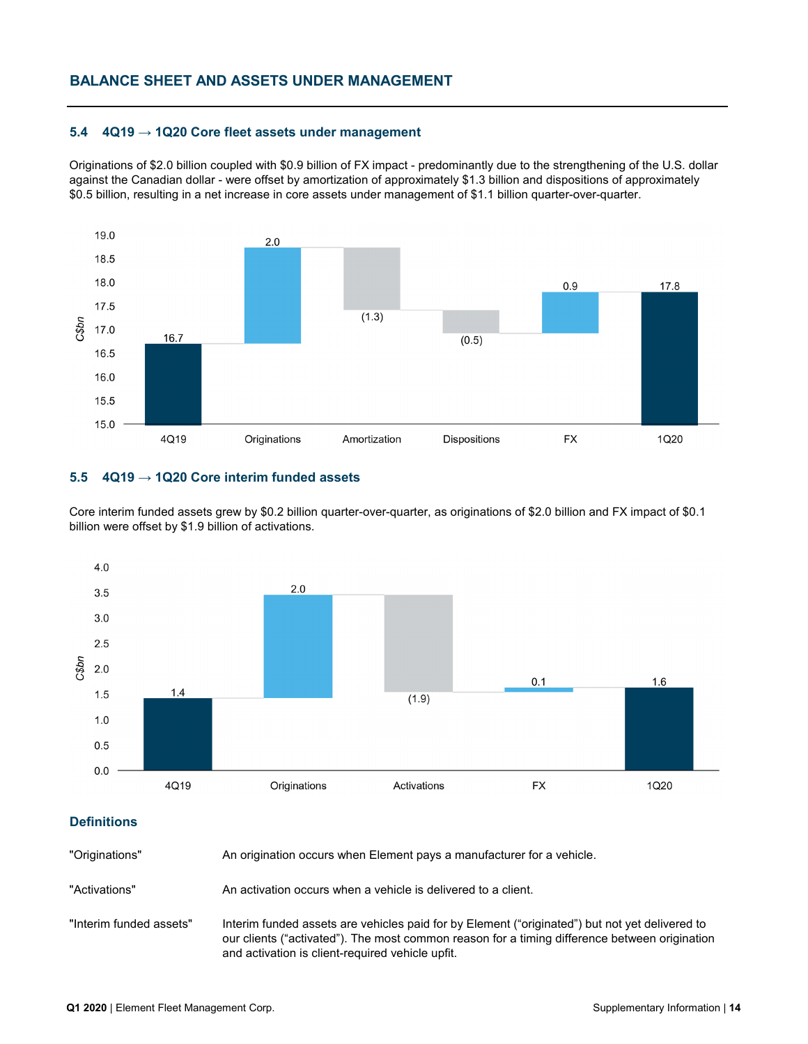## BALANCE SHEET AND ASSETS UNDER MANAGEMENT

### 5.4 4Q19 → 1Q20 Core fleet assets under management

Originations of $2.0 billion coupled with $0.9 billion of FX impact - predominantly due to the strengthening of the U.S. dollar against the Canadian dollar - were offset by amortization of approximately $1.3 billion and dispositions of approximately $0.5 billion, resulting in a net increase in core assets under management of $1.1 billion quarter-over-quarter.

| C$bn | 4Q19 | Originations | Amortization | Dispositions | FX | 1Q20 |
|---|---|---|---|---|---|---|
| Value | 16.7 | 2.0 | (1.3) | (0.5) | 0.9 | 17.8 |

### 5.5 4Q19 → 1Q20 Core interim funded assets

Core interim funded assets grew by $0.2 billion quarter-over-quarter, as originations of $2.0 billion and FX impact of $0.1 billion were offset by $1.9 billion of activations.

| C$bn | 4Q19 | Originations | Activations | FX | 1Q20 |
|---|---|---|---|---|---|
| Value | 1.4 | 2.0 | (1.9) | 0.1 | 1.6 |

### Definitions

| | |
|---|---|
| "Originations" | An origination occurs when Element pays a manufacturer for a vehicle. |
| "Activations" | An activation occurs when a vehicle is delivered to a client. |
| "Interim funded assets" | Interim funded assets are vehicles paid for by Element ("originated") but not yet delivered to our clients ("activated"). The most common reason for a timing difference between origination and activation is client-required vehicle upfit. |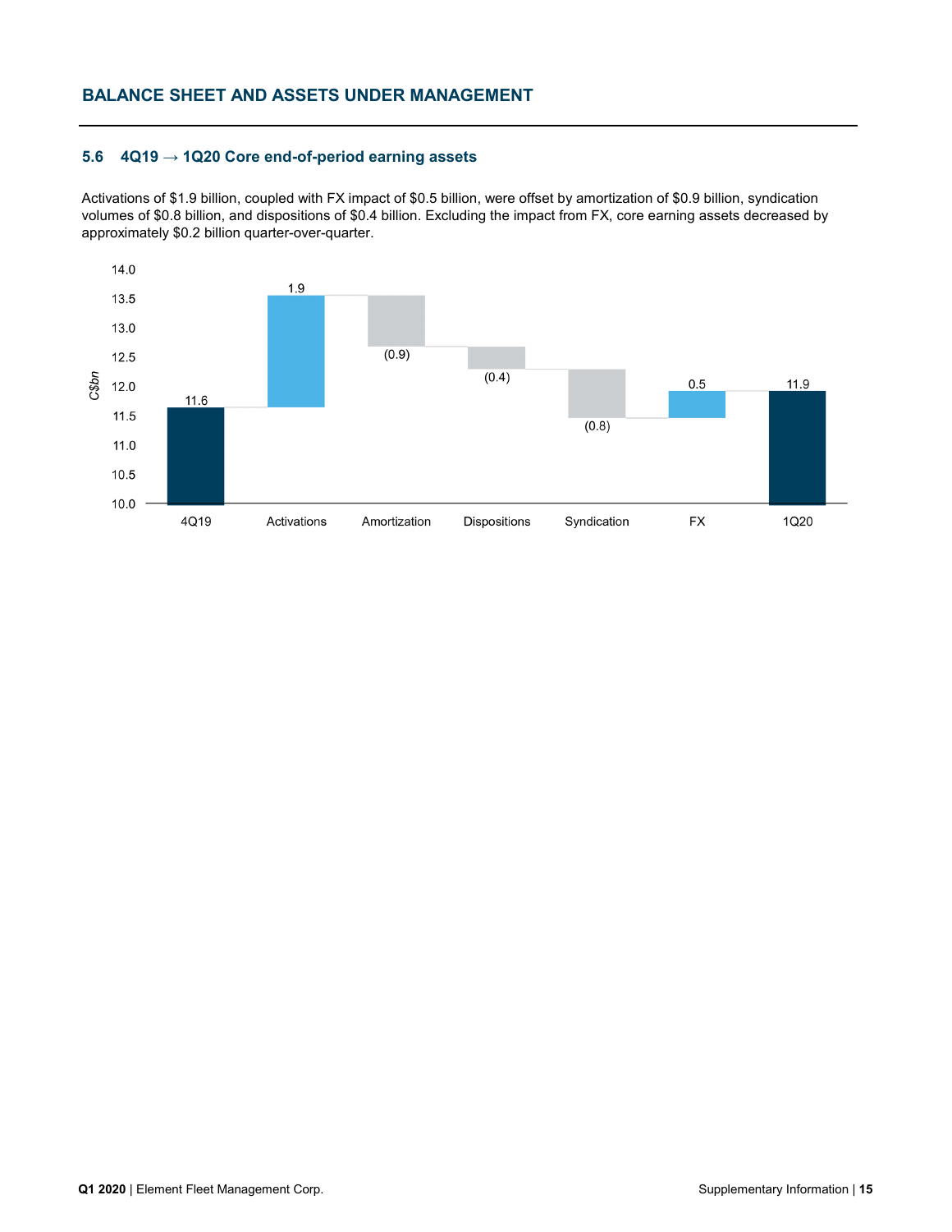## BALANCE SHEET AND ASSETS UNDER MANAGEMENT

### 5.6 4Q19 → 1Q20 Core end-of-period earning assets

Activations of $1.9 billion, coupled with FX impact of $0.5 billion, were offset by amortization of $0.9 billion, syndication volumes of $0.8 billion, and dispositions of $0.4 billion. Excluding the impact from FX, core earning assets decreased by approximately $0.2 billion quarter-over-quarter.

| C$bn | 4Q19 | Activations | Amortization | Dispositions | Syndication | FX | 1Q20 |
|---|---|---|---|---|---|---|---|
| Value | 11.6 | 1.9 | (0.9) | (0.4) | (0.8) | 0.5 | 11.9 |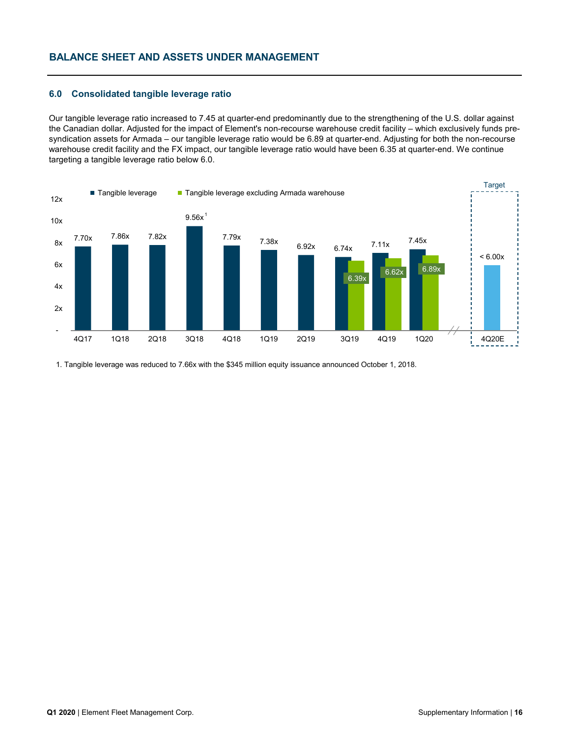## BALANCE SHEET AND ASSETS UNDER MANAGEMENT

### 6.0 Consolidated tangible leverage ratio

Our tangible leverage ratio increased to 7.45 at quarter-end predominantly due to the strengthening of the U.S. dollar against the Canadian dollar. Adjusted for the impact of Element's non-recourse warehouse credit facility – which exclusively funds pre-syndication assets for Armada – our tangible leverage ratio would be 6.89 at quarter-end. Adjusting for both the non-recourse warehouse credit facility and the FX impact, our tangible leverage ratio would have been 6.35 at quarter-end. We continue targeting a tangible leverage ratio below 6.0.

| | Tangible leverage | Tangible leverage excluding Armada warehouse |
|---|---|---|
| 4Q17 | 7.70x | |
| 1Q18 | 7.86x | |
| 2Q18 | 7.82x | |
| 3Q18 | 9.56x[1] | |
| 4Q18 | 7.79x | |
| 1Q19 | 7.38x | |
| 2Q19 | 6.92x | |
| 3Q19 | 6.74x | 6.39x |
| 4Q19 | 7.11x | 6.62x |
| 1Q20 | 7.45x | 6.89x |
| 4Q20E (Target) | < 6.00x | |

1. Tangible leverage was reduced to 7.66x with the $345 million equity issuance announced October 1, 2018.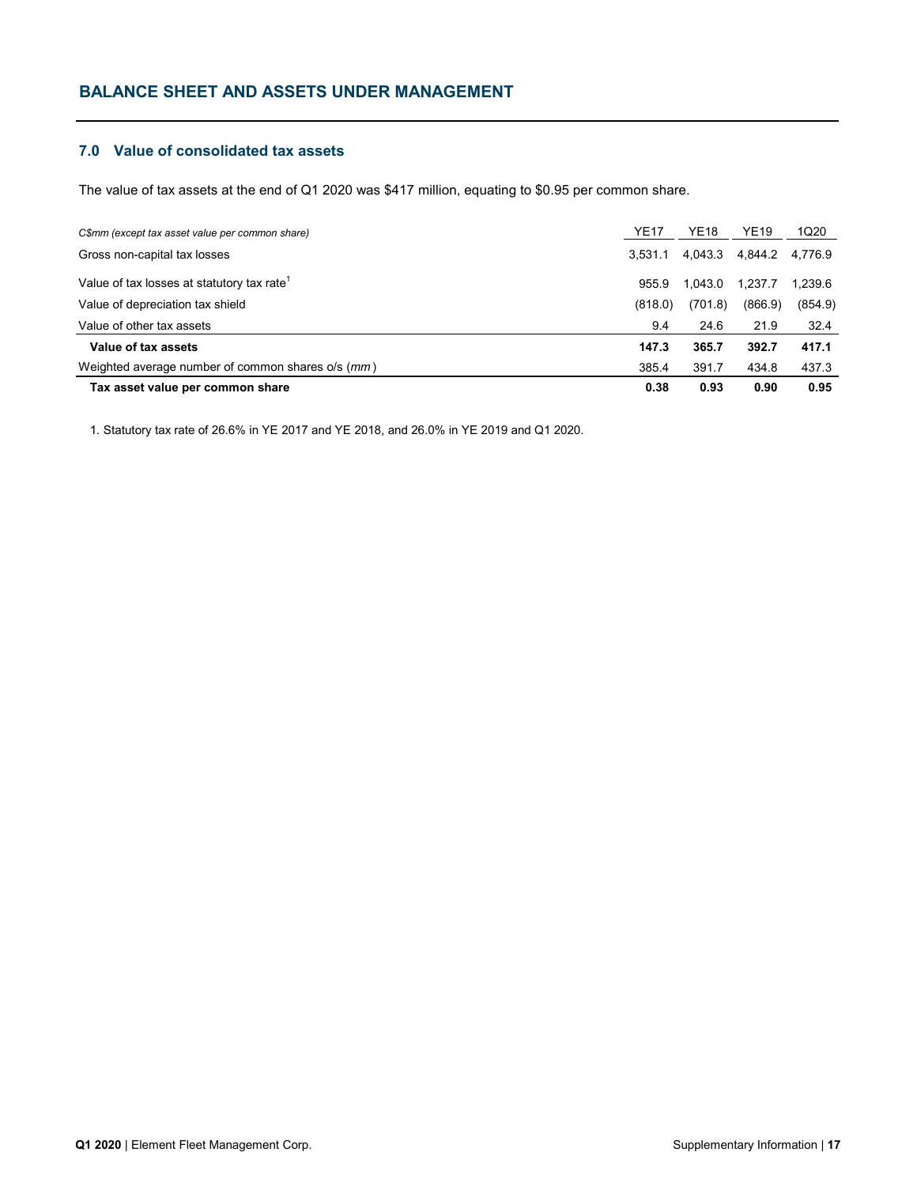## BALANCE SHEET AND ASSETS UNDER MANAGEMENT

### 7.0 Value of consolidated tax assets

The value of tax assets at the end of Q1 2020 was $417 million, equating to $0.95 per common share.

| *C$mm (except tax asset value per common share)* | YE17 | YE18 | YE19 | 1Q20 |
|---|---|---|---|---|
| Gross non-capital tax losses | 3,531.1 | 4,043.3 | 4,844.2 | 4,776.9 |
| Value of tax losses at statutory tax rate[1] | 955.9 | 1,043.0 | 1,237.7 | 1,239.6 |
| Value of depreciation tax shield | (818.0) | (701.8) | (866.9) | (854.9) |
| Value of other tax assets | 9.4 | 24.6 | 21.9 | 32.4 |
| **Value of tax assets** | **147.3** | **365.7** | **392.7** | **417.1** |
| Weighted average number of common shares o/s (*mm*) | 385.4 | 391.7 | 434.8 | 437.3 |
| **Tax asset value per common share** | **0.38** | **0.93** | **0.90** | **0.95** |

1. Statutory tax rate of 26.6% in YE 2017 and YE 2018, and 26.0% in YE 2019 and Q1 2020.